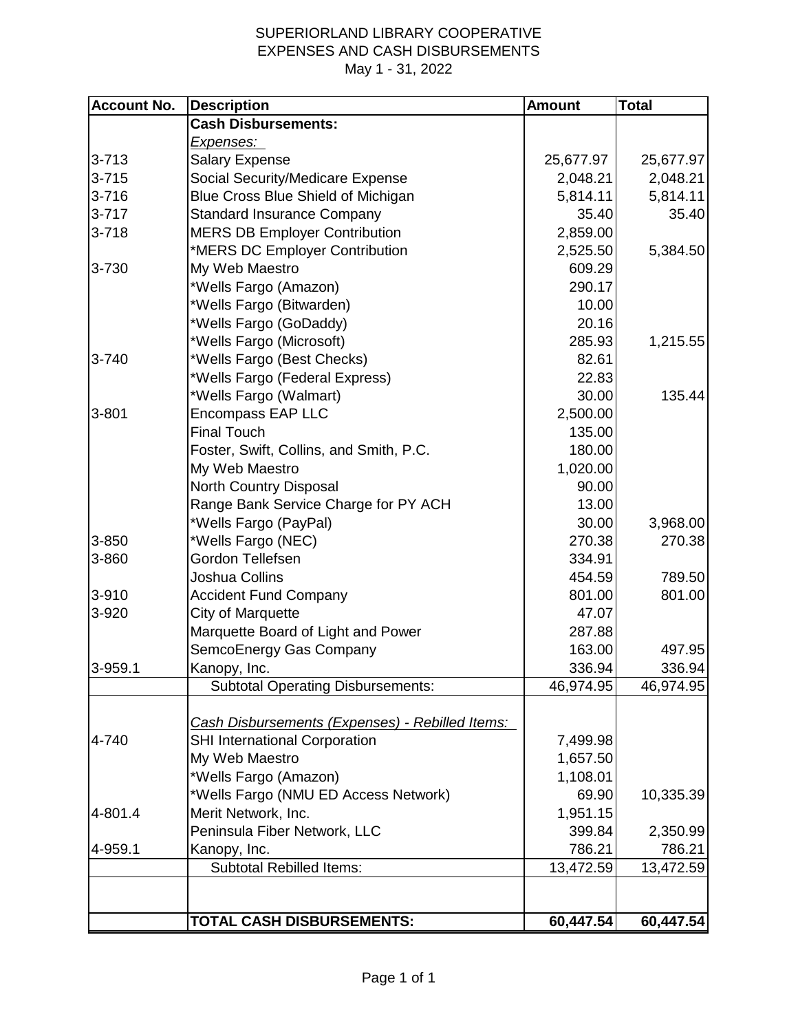# SUPERIORLAND LIBRARY COOPERATIVE
## EXPENSES AND CASH DISBURSEMENTS
### May 1 - 31, 2022

| Account No. | Description | Amount | Total |
|---|---|---|---|
| | **Cash Disbursements:** | | |
| | *Expenses:* | | |
| 3-713 | Salary Expense | 25,677.97 | 25,677.97 |
| 3-715 | Social Security/Medicare Expense | 2,048.21 | 2,048.21 |
| 3-716 | Blue Cross Blue Shield of Michigan | 5,814.11 | 5,814.11 |
| 3-717 | Standard Insurance Company | 35.40 | 35.40 |
| 3-718 | MERS DB Employer Contribution | 2,859.00 | |
| | *MERS DC Employer Contribution | 2,525.50 | 5,384.50 |
| 3-730 | My Web Maestro | 609.29 | |
| | *Wells Fargo (Amazon) | 290.17 | |
| | *Wells Fargo (Bitwarden) | 10.00 | |
| | *Wells Fargo (GoDaddy) | 20.16 | |
| | *Wells Fargo (Microsoft) | 285.93 | 1,215.55 |
| 3-740 | *Wells Fargo (Best Checks) | 82.61 | |
| | *Wells Fargo (Federal Express) | 22.83 | |
| | *Wells Fargo (Walmart) | 30.00 | 135.44 |
| 3-801 | Encompass EAP LLC | 2,500.00 | |
| | Final Touch | 135.00 | |
| | Foster, Swift, Collins, and Smith, P.C. | 180.00 | |
| | My Web Maestro | 1,020.00 | |
| | North Country Disposal | 90.00 | |
| | Range Bank Service Charge for PY ACH | 13.00 | |
| | *Wells Fargo (PayPal) | 30.00 | 3,968.00 |
| 3-850 | *Wells Fargo (NEC) | 270.38 | 270.38 |
| 3-860 | Gordon Tellefsen | 334.91 | |
| | Joshua Collins | 454.59 | 789.50 |
| 3-910 | Accident Fund Company | 801.00 | 801.00 |
| 3-920 | City of Marquette | 47.07 | |
| | Marquette Board of Light and Power | 287.88 | |
| | SemcoEnergy Gas Company | 163.00 | 497.95 |
| 3-959.1 | Kanopy, Inc. | 336.94 | 336.94 |
| | Subtotal Operating Disbursements: | 46,974.95 | 46,974.95 |
| | | | |
| | *Cash Disbursements (Expenses) - Rebilled Items:* | | |
| 4-740 | SHI International Corporation | 7,499.98 | |
| | My Web Maestro | 1,657.50 | |
| | *Wells Fargo (Amazon) | 1,108.01 | |
| | *Wells Fargo (NMU ED Access Network) | 69.90 | 10,335.39 |
| 4-801.4 | Merit Network, Inc. | 1,951.15 | |
| | Peninsula Fiber Network, LLC | 399.84 | 2,350.99 |
| 4-959.1 | Kanopy, Inc. | 786.21 | 786.21 |
| | Subtotal Rebilled Items: | 13,472.59 | 13,472.59 |
| | | | |
| | **TOTAL CASH DISBURSEMENTS:** | **60,447.54** | **60,447.54** |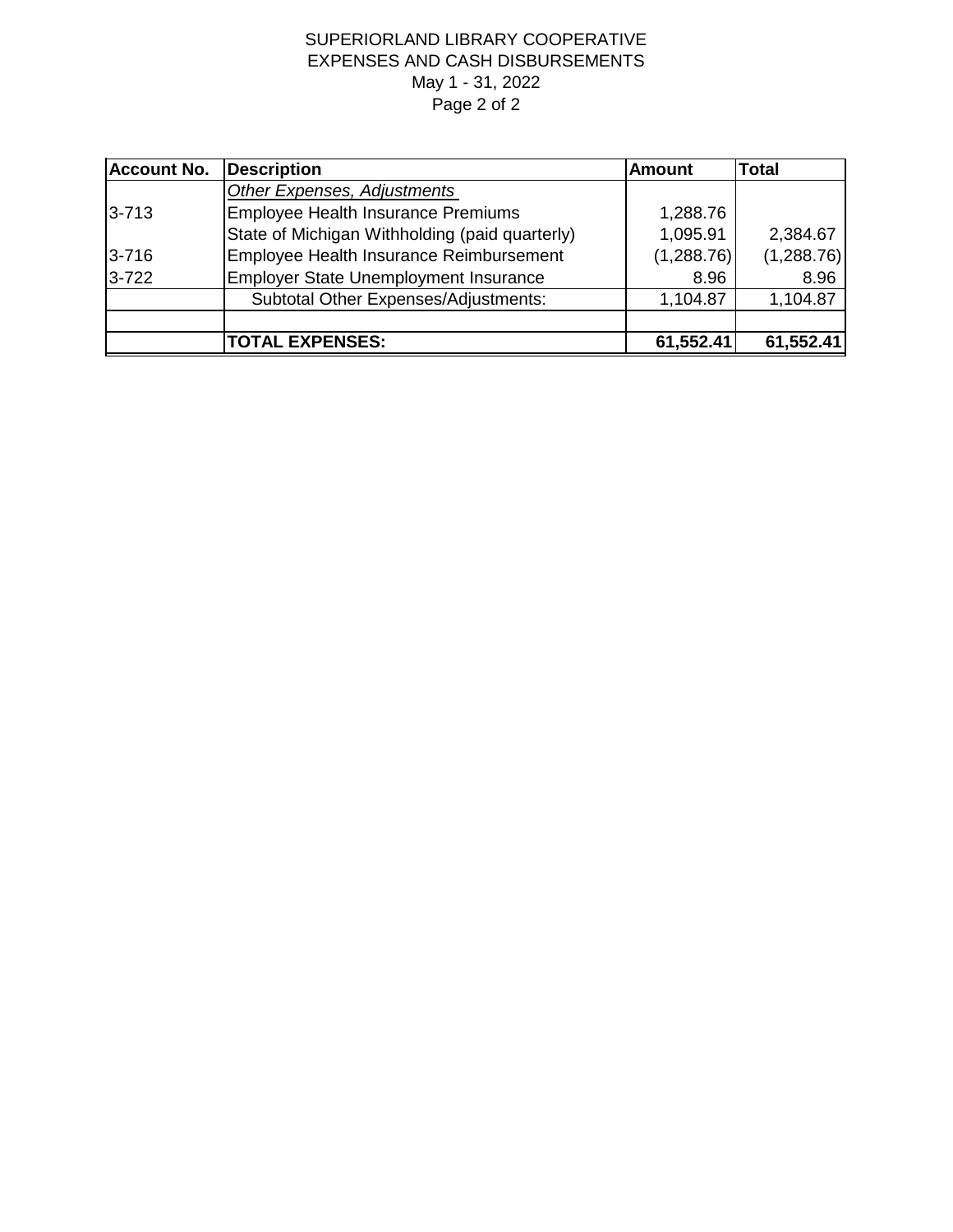SUPERIORLAND LIBRARY COOPERATIVE
EXPENSES AND CASH DISBURSEMENTS
May 1 - 31, 2022

| Account No. | Description | Amount | Total |
|---|---|---|---|
| | *Other Expenses, Adjustments* | | |
| 3-713 | Employee Health Insurance Premiums | 1,288.76 | |
| | State of Michigan Withholding (paid quarterly) | 1,095.91 | 2,384.67 |
| 3-716 | Employee Health Insurance Reimbursement | (1,288.76) | (1,288.76) |
| 3-722 | Employer State Unemployment Insurance | 8.96 | 8.96 |
| | Subtotal Other Expenses/Adjustments: | 1,104.87 | 1,104.87 |
| | | | |
| | **TOTAL EXPENSES:** | **61,552.41** | **61,552.41** |